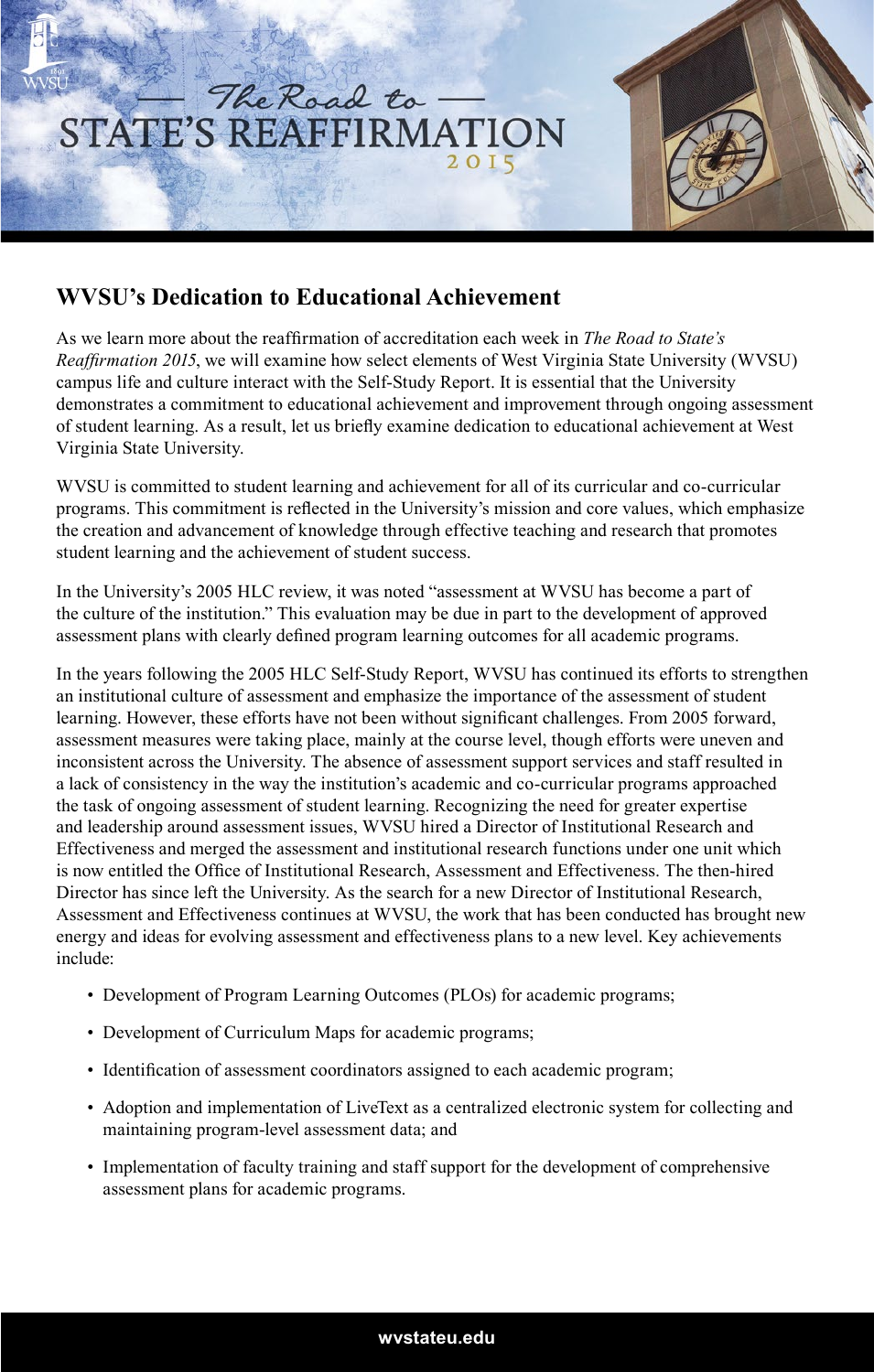# The Road to STATE'S REAFFIRMATION 2015

## WVSU's Dedication to Educational Achievement

As we learn more about the reaffirmation of accreditation each week in *The Road to State's Reaffirmation 2015*, we will examine how select elements of West Virginia State University (WVSU) campus life and culture interact with the Self-Study Report. It is essential that the University demonstrates a commitment to educational achievement and improvement through ongoing assessment of student learning. As a result, let us briefly examine dedication to educational achievement at West Virginia State University.

WVSU is committed to student learning and achievement for all of its curricular and co-curricular programs. This commitment is reflected in the University's mission and core values, which emphasize the creation and advancement of knowledge through effective teaching and research that promotes student learning and the achievement of student success.

In the University's 2005 HLC review, it was noted "assessment at WVSU has become a part of the culture of the institution." This evaluation may be due in part to the development of approved assessment plans with clearly defined program learning outcomes for all academic programs.

In the years following the 2005 HLC Self-Study Report, WVSU has continued its efforts to strengthen an institutional culture of assessment and emphasize the importance of the assessment of student learning. However, these efforts have not been without significant challenges. From 2005 forward, assessment measures were taking place, mainly at the course level, though efforts were uneven and inconsistent across the University. The absence of assessment support services and staff resulted in a lack of consistency in the way the institution's academic and co-curricular programs approached the task of ongoing assessment of student learning. Recognizing the need for greater expertise and leadership around assessment issues, WVSU hired a Director of Institutional Research and Effectiveness and merged the assessment and institutional research functions under one unit which is now entitled the Office of Institutional Research, Assessment and Effectiveness. The then-hired Director has since left the University. As the search for a new Director of Institutional Research, Assessment and Effectiveness continues at WVSU, the work that has been conducted has brought new energy and ideas for evolving assessment and effectiveness plans to a new level. Key achievements include:

- Development of Program Learning Outcomes (PLOs) for academic programs;
- Development of Curriculum Maps for academic programs;
- Identification of assessment coordinators assigned to each academic program;
- Adoption and implementation of LiveText as a centralized electronic system for collecting and maintaining program-level assessment data; and
- Implementation of faculty training and staff support for the development of comprehensive assessment plans for academic programs.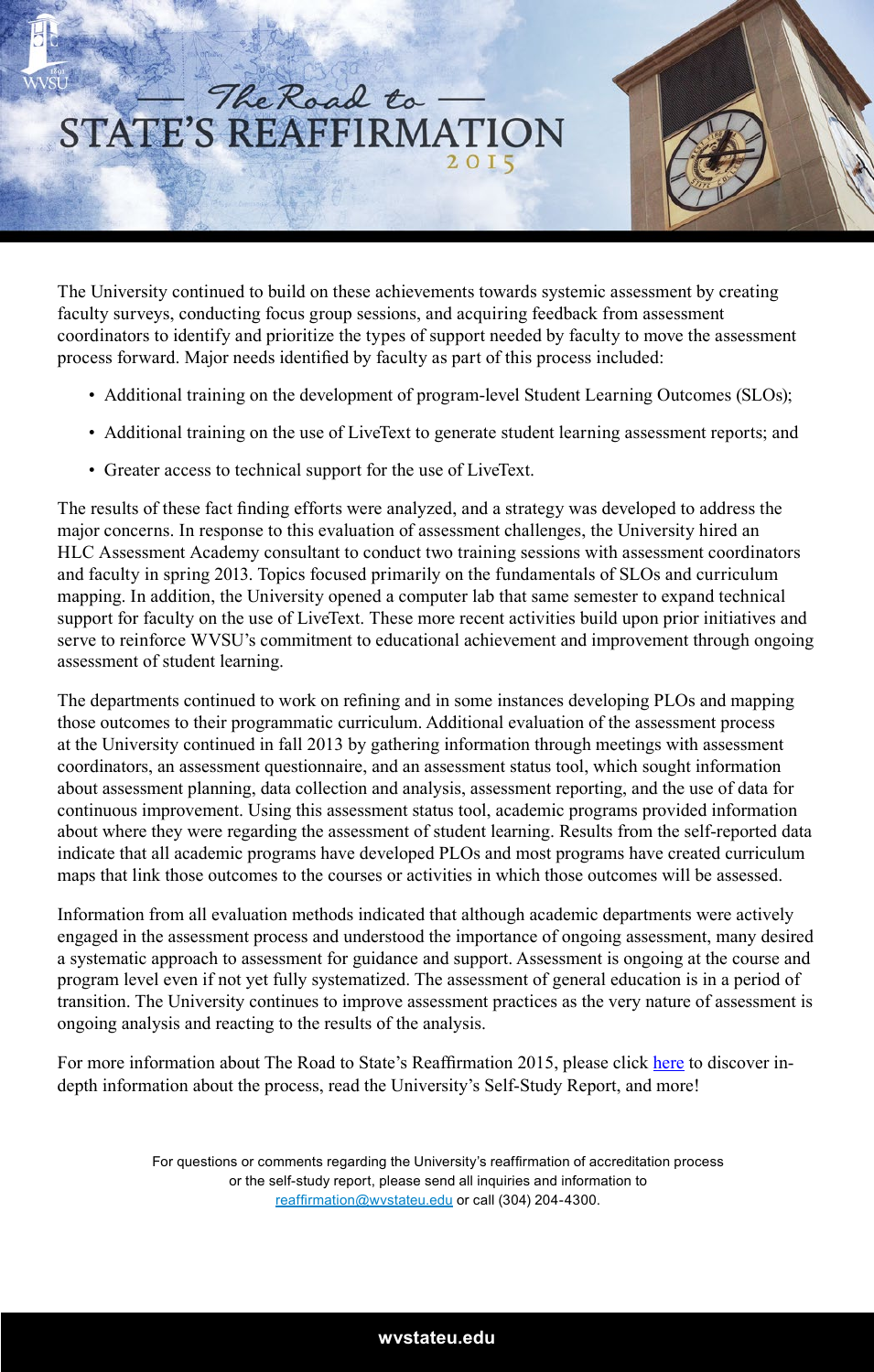# The Road to STATE'S REAFFIRMATION 2015

The University continued to build on these achievements towards systemic assessment by creating faculty surveys, conducting focus group sessions, and acquiring feedback from assessment coordinators to identify and prioritize the types of support needed by faculty to move the assessment process forward. Major needs identified by faculty as part of this process included:

- Additional training on the development of program-level Student Learning Outcomes (SLOs);
- Additional training on the use of LiveText to generate student learning assessment reports; and
- Greater access to technical support for the use of LiveText.

The results of these fact finding efforts were analyzed, and a strategy was developed to address the major concerns. In response to this evaluation of assessment challenges, the University hired an HLC Assessment Academy consultant to conduct two training sessions with assessment coordinators and faculty in spring 2013. Topics focused primarily on the fundamentals of SLOs and curriculum mapping. In addition, the University opened a computer lab that same semester to expand technical support for faculty on the use of LiveText. These more recent activities build upon prior initiatives and serve to reinforce WVSU's commitment to educational achievement and improvement through ongoing assessment of student learning.

The departments continued to work on refining and in some instances developing PLOs and mapping those outcomes to their programmatic curriculum. Additional evaluation of the assessment process at the University continued in fall 2013 by gathering information through meetings with assessment coordinators, an assessment questionnaire, and an assessment status tool, which sought information about assessment planning, data collection and analysis, assessment reporting, and the use of data for continuous improvement. Using this assessment status tool, academic programs provided information about where they were regarding the assessment of student learning. Results from the self-reported data indicate that all academic programs have developed PLOs and most programs have created curriculum maps that link those outcomes to the courses or activities in which those outcomes will be assessed.

Information from all evaluation methods indicated that although academic departments were actively engaged in the assessment process and understood the importance of ongoing assessment, many desired a systematic approach to assessment for guidance and support. Assessment is ongoing at the course and program level even if not yet fully systematized. The assessment of general education is in a period of transition. The University continues to improve assessment practices as the very nature of assessment is ongoing analysis and reacting to the results of the analysis.

For more information about The Road to State's Reaffirmation 2015, please click here to discover in-depth information about the process, read the University's Self-Study Report, and more!

For questions or comments regarding the University's reaffirmation of accreditation process or the self-study report, please send all inquiries and information to reaffirmation@wvstateu.edu or call (304) 204-4300.

wvstateu.edu